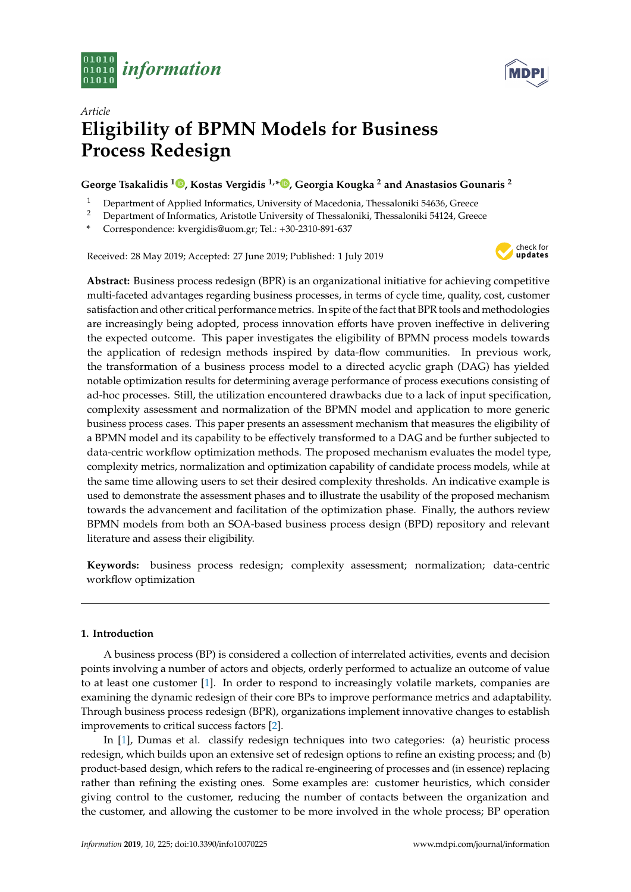*Article*

# Eligibility of BPMN Models for Business Process Redesign

**George Tsakalidis [1], Kostas Vergidis [1,*], Georgia Kougka [2] and Anastasios Gounaris [2]**

[1] Department of Applied Informatics, University of Macedonia, Thessaloniki 54636, Greece
[2] Department of Informatics, Aristotle University of Thessaloniki, Thessaloniki 54124, Greece
\* Correspondence: kvergidis@uom.gr; Tel.: +30-2310-891-637

Received: 28 May 2019; Accepted: 27 June 2019; Published: 1 July 2019

**Abstract:** Business process redesign (BPR) is an organizational initiative for achieving competitive multi-faceted advantages regarding business processes, in terms of cycle time, quality, cost, customer satisfaction and other critical performance metrics. In spite of the fact that BPR tools and methodologies are increasingly being adopted, process innovation efforts have proven ineffective in delivering the expected outcome. This paper investigates the eligibility of BPMN process models towards the application of redesign methods inspired by data-flow communities. In previous work, the transformation of a business process model to a directed acyclic graph (DAG) has yielded notable optimization results for determining average performance of process executions consisting of ad-hoc processes. Still, the utilization encountered drawbacks due to a lack of input specification, complexity assessment and normalization of the BPMN model and application to more generic business process cases. This paper presents an assessment mechanism that measures the eligibility of a BPMN model and its capability to be effectively transformed to a DAG and be further subjected to data-centric workflow optimization methods. The proposed mechanism evaluates the model type, complexity metrics, normalization and optimization capability of candidate process models, while at the same time allowing users to set their desired complexity thresholds. An indicative example is used to demonstrate the assessment phases and to illustrate the usability of the proposed mechanism towards the advancement and facilitation of the optimization phase. Finally, the authors review BPMN models from both an SOA-based business process design (BPD) repository and relevant literature and assess their eligibility.

**Keywords:** business process redesign; complexity assessment; normalization; data-centric workflow optimization

## 1. Introduction

A business process (BP) is considered a collection of interrelated activities, events and decision points involving a number of actors and objects, orderly performed to actualize an outcome of value to at least one customer [1]. In order to respond to increasingly volatile markets, companies are examining the dynamic redesign of their core BPs to improve performance metrics and adaptability. Through business process redesign (BPR), organizations implement innovative changes to establish improvements to critical success factors [2].

In [1], Dumas et al. classify redesign techniques into two categories: (a) heuristic process redesign, which builds upon an extensive set of redesign options to refine an existing process; and (b) product-based design, which refers to the radical re-engineering of processes and (in essence) replacing rather than refining the existing ones. Some examples are: customer heuristics, which consider giving control to the customer, reducing the number of contacts between the organization and the customer, and allowing the customer to be more involved in the whole process; BP operation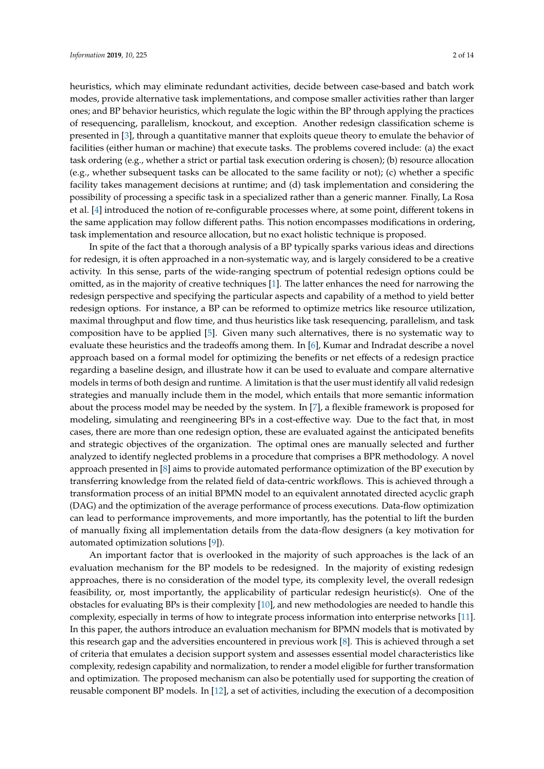heuristics, which may eliminate redundant activities, decide between case-based and batch work modes, provide alternative task implementations, and compose smaller activities rather than larger ones; and BP behavior heuristics, which regulate the logic within the BP through applying the practices of resequencing, parallelism, knockout, and exception. Another redesign classification scheme is presented in [3], through a quantitative manner that exploits queue theory to emulate the behavior of facilities (either human or machine) that execute tasks. The problems covered include: (a) the exact task ordering (e.g., whether a strict or partial task execution ordering is chosen); (b) resource allocation (e.g., whether subsequent tasks can be allocated to the same facility or not); (c) whether a specific facility takes management decisions at runtime; and (d) task implementation and considering the possibility of processing a specific task in a specialized rather than a generic manner. Finally, La Rosa et al. [4] introduced the notion of re-configurable processes where, at some point, different tokens in the same application may follow different paths. This notion encompasses modifications in ordering, task implementation and resource allocation, but no exact holistic technique is proposed.

In spite of the fact that a thorough analysis of a BP typically sparks various ideas and directions for redesign, it is often approached in a non-systematic way, and is largely considered to be a creative activity. In this sense, parts of the wide-ranging spectrum of potential redesign options could be omitted, as in the majority of creative techniques [1]. The latter enhances the need for narrowing the redesign perspective and specifying the particular aspects and capability of a method to yield better redesign options. For instance, a BP can be reformed to optimize metrics like resource utilization, maximal throughput and flow time, and thus heuristics like task resequencing, parallelism, and task composition have to be applied [5]. Given many such alternatives, there is no systematic way to evaluate these heuristics and the tradeoffs among them. In [6], Kumar and Indradat describe a novel approach based on a formal model for optimizing the benefits or net effects of a redesign practice regarding a baseline design, and illustrate how it can be used to evaluate and compare alternative models in terms of both design and runtime. A limitation is that the user must identify all valid redesign strategies and manually include them in the model, which entails that more semantic information about the process model may be needed by the system. In [7], a flexible framework is proposed for modeling, simulating and reengineering BPs in a cost-effective way. Due to the fact that, in most cases, there are more than one redesign option, these are evaluated against the anticipated benefits and strategic objectives of the organization. The optimal ones are manually selected and further analyzed to identify neglected problems in a procedure that comprises a BPR methodology. A novel approach presented in [8] aims to provide automated performance optimization of the BP execution by transferring knowledge from the related field of data-centric workflows. This is achieved through a transformation process of an initial BPMN model to an equivalent annotated directed acyclic graph (DAG) and the optimization of the average performance of process executions. Data-flow optimization can lead to performance improvements, and more importantly, has the potential to lift the burden of manually fixing all implementation details from the data-flow designers (a key motivation for automated optimization solutions [9]).

An important factor that is overlooked in the majority of such approaches is the lack of an evaluation mechanism for the BP models to be redesigned. In the majority of existing redesign approaches, there is no consideration of the model type, its complexity level, the overall redesign feasibility, or, most importantly, the applicability of particular redesign heuristic(s). One of the obstacles for evaluating BPs is their complexity [10], and new methodologies are needed to handle this complexity, especially in terms of how to integrate process information into enterprise networks [11]. In this paper, the authors introduce an evaluation mechanism for BPMN models that is motivated by this research gap and the adversities encountered in previous work [8]. This is achieved through a set of criteria that emulates a decision support system and assesses essential model characteristics like complexity, redesign capability and normalization, to render a model eligible for further transformation and optimization. The proposed mechanism can also be potentially used for supporting the creation of reusable component BP models. In [12], a set of activities, including the execution of a decomposition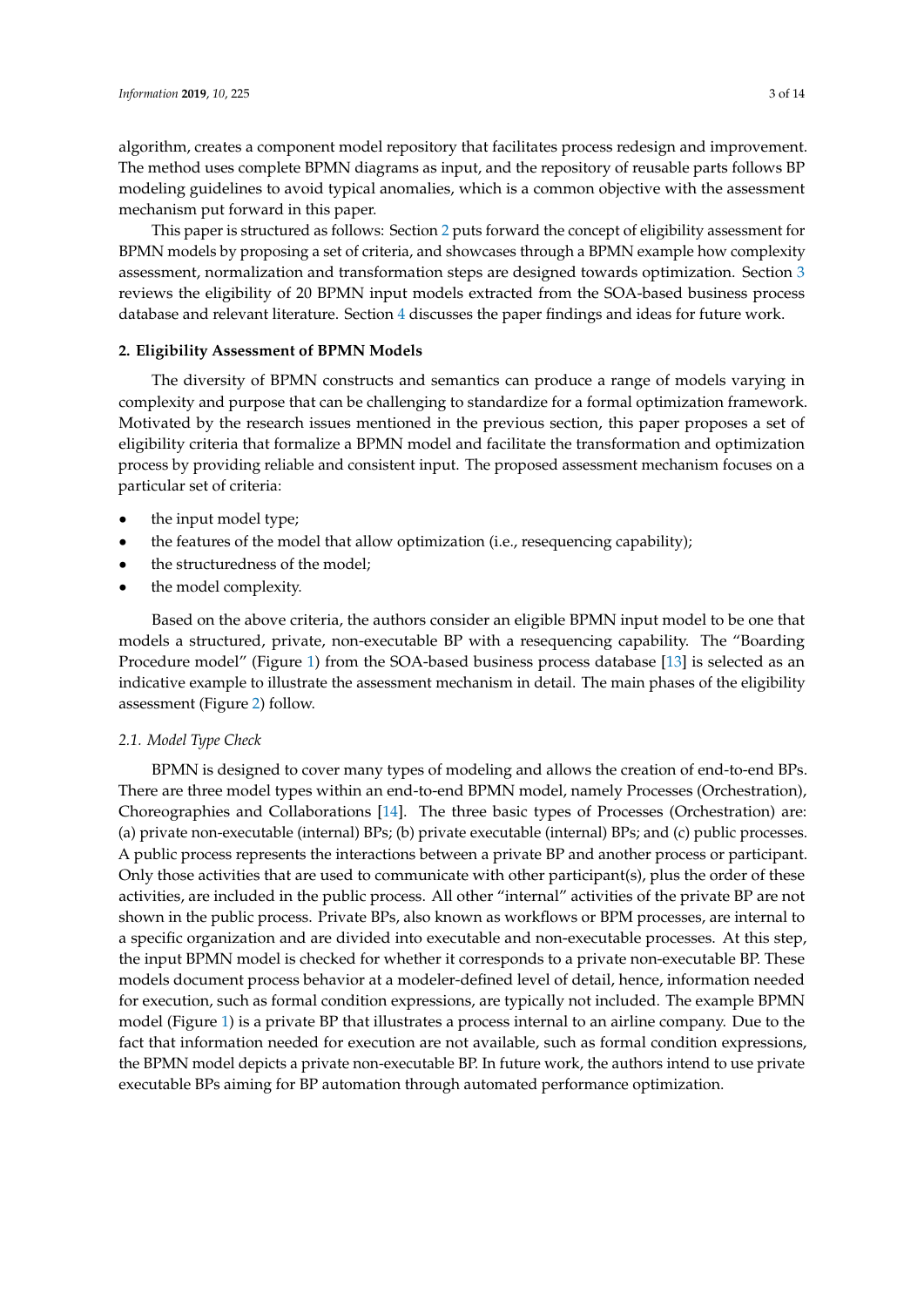algorithm, creates a component model repository that facilitates process redesign and improvement. The method uses complete BPMN diagrams as input, and the repository of reusable parts follows BP modeling guidelines to avoid typical anomalies, which is a common objective with the assessment mechanism put forward in this paper.

This paper is structured as follows: Section 2 puts forward the concept of eligibility assessment for BPMN models by proposing a set of criteria, and showcases through a BPMN example how complexity assessment, normalization and transformation steps are designed towards optimization. Section 3 reviews the eligibility of 20 BPMN input models extracted from the SOA-based business process database and relevant literature. Section 4 discusses the paper findings and ideas for future work.

## 2. Eligibility Assessment of BPMN Models

The diversity of BPMN constructs and semantics can produce a range of models varying in complexity and purpose that can be challenging to standardize for a formal optimization framework. Motivated by the research issues mentioned in the previous section, this paper proposes a set of eligibility criteria that formalize a BPMN model and facilitate the transformation and optimization process by providing reliable and consistent input. The proposed assessment mechanism focuses on a particular set of criteria:

- the input model type;
- the features of the model that allow optimization (i.e., resequencing capability);
- the structuredness of the model;
- the model complexity.

Based on the above criteria, the authors consider an eligible BPMN input model to be one that models a structured, private, non-executable BP with a resequencing capability. The "Boarding Procedure model" (Figure 1) from the SOA-based business process database [13] is selected as an indicative example to illustrate the assessment mechanism in detail. The main phases of the eligibility assessment (Figure 2) follow.

### *2.1. Model Type Check*

BPMN is designed to cover many types of modeling and allows the creation of end-to-end BPs. There are three model types within an end-to-end BPMN model, namely Processes (Orchestration), Choreographies and Collaborations [14]. The three basic types of Processes (Orchestration) are: (a) private non-executable (internal) BPs; (b) private executable (internal) BPs; and (c) public processes. A public process represents the interactions between a private BP and another process or participant. Only those activities that are used to communicate with other participant(s), plus the order of these activities, are included in the public process. All other "internal" activities of the private BP are not shown in the public process. Private BPs, also known as workflows or BPM processes, are internal to a specific organization and are divided into executable and non-executable processes. At this step, the input BPMN model is checked for whether it corresponds to a private non-executable BP. These models document process behavior at a modeler-defined level of detail, hence, information needed for execution, such as formal condition expressions, are typically not included. The example BPMN model (Figure 1) is a private BP that illustrates a process internal to an airline company. Due to the fact that information needed for execution are not available, such as formal condition expressions, the BPMN model depicts a private non-executable BP. In future work, the authors intend to use private executable BPs aiming for BP automation through automated performance optimization.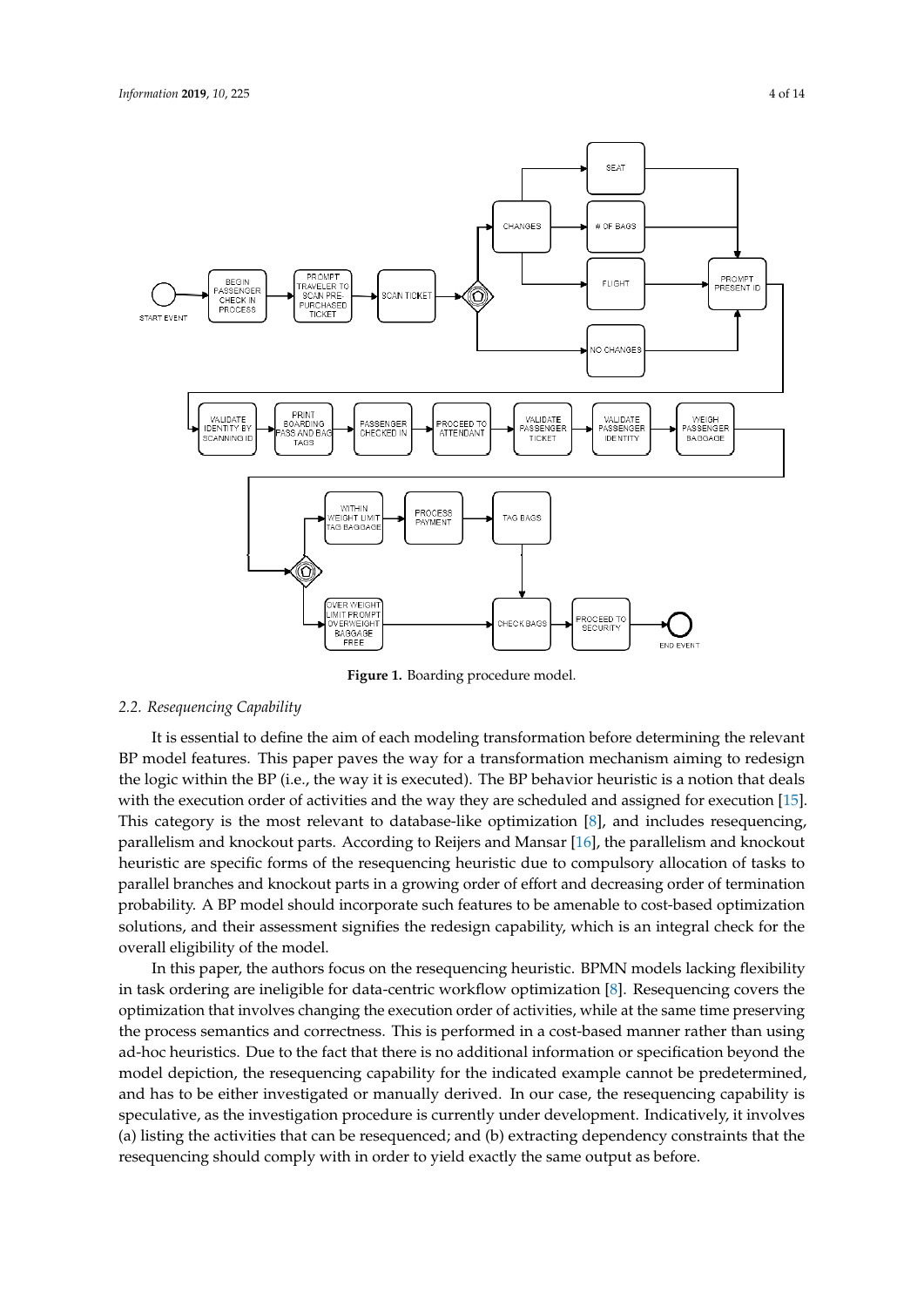Figure 1. Boarding procedure model.

### 2.2. Resequencing Capability

It is essential to define the aim of each modeling transformation before determining the relevant BP model features. This paper paves the way for a transformation mechanism aiming to redesign the logic within the BP (i.e., the way it is executed). The BP behavior heuristic is a notion that deals with the execution order of activities and the way they are scheduled and assigned for execution [15]. This category is the most relevant to database-like optimization [8], and includes resequencing, parallelism and knockout parts. According to Reijers and Mansar [16], the parallelism and knockout heuristic are specific forms of the resequencing heuristic due to compulsory allocation of tasks to parallel branches and knockout parts in a growing order of effort and decreasing order of termination probability. A BP model should incorporate such features to be amenable to cost-based optimization solutions, and their assessment signifies the redesign capability, which is an integral check for the overall eligibility of the model.

In this paper, the authors focus on the resequencing heuristic. BPMN models lacking flexibility in task ordering are ineligible for data-centric workflow optimization [8]. Resequencing covers the optimization that involves changing the execution order of activities, while at the same time preserving the process semantics and correctness. This is performed in a cost-based manner rather than using ad-hoc heuristics. Due to the fact that there is no additional information or specification beyond the model depiction, the resequencing capability for the indicated example cannot be predetermined, and has to be either investigated or manually derived. In our case, the resequencing capability is speculative, as the investigation procedure is currently under development. Indicatively, it involves (a) listing the activities that can be resequenced; and (b) extracting dependency constraints that the resequencing should comply with in order to yield exactly the same output as before.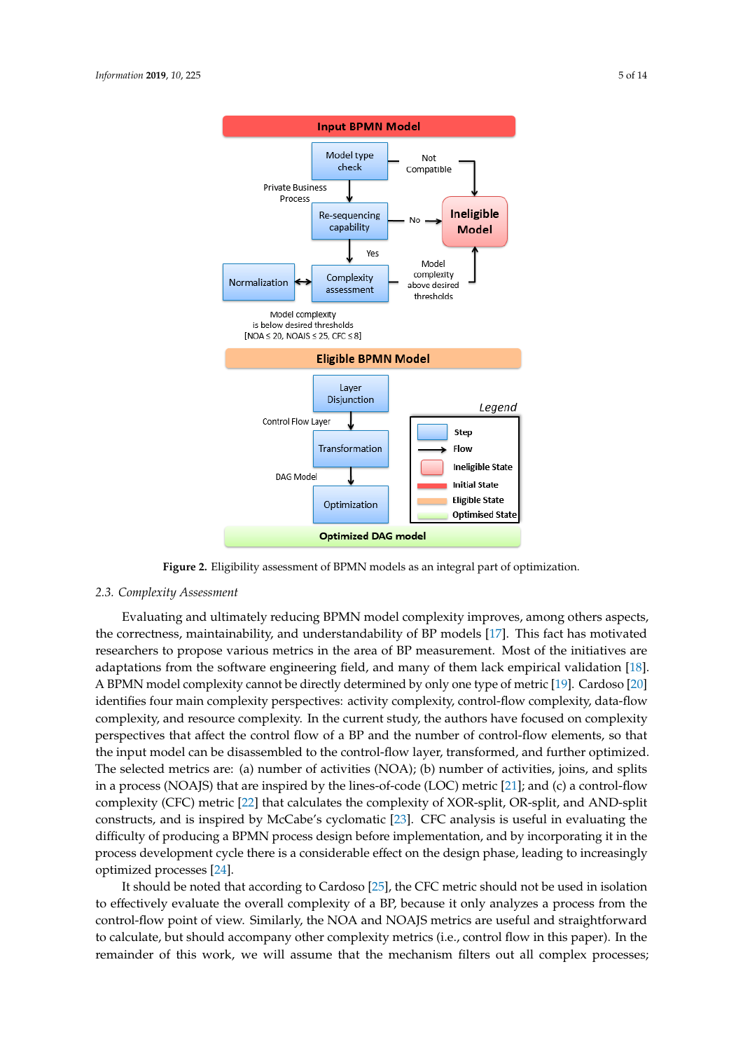Figure 2. Eligibility assessment of BPMN models as an integral part of optimization.

### 2.3. Complexity Assessment

Evaluating and ultimately reducing BPMN model complexity improves, among others aspects, the correctness, maintainability, and understandability of BP models [17]. This fact has motivated researchers to propose various metrics in the area of BP measurement. Most of the initiatives are adaptations from the software engineering field, and many of them lack empirical validation [18]. A BPMN model complexity cannot be directly determined by only one type of metric [19]. Cardoso [20] identifies four main complexity perspectives: activity complexity, control-flow complexity, data-flow complexity, and resource complexity. In the current study, the authors have focused on complexity perspectives that affect the control flow of a BP and the number of control-flow elements, so that the input model can be disassembled to the control-flow layer, transformed, and further optimized. The selected metrics are: (a) number of activities (NOA); (b) number of activities, joins, and splits in a process (NOAJS) that are inspired by the lines-of-code (LOC) metric [21]; and (c) a control-flow complexity (CFC) metric [22] that calculates the complexity of XOR-split, OR-split, and AND-split constructs, and is inspired by McCabe's cyclomatic [23]. CFC analysis is useful in evaluating the difficulty of producing a BPMN process design before implementation, and by incorporating it in the process development cycle there is a considerable effect on the design phase, leading to increasingly optimized processes [24].

It should be noted that according to Cardoso [25], the CFC metric should not be used in isolation to effectively evaluate the overall complexity of a BP, because it only analyzes a process from the control-flow point of view. Similarly, the NOA and NOAJS metrics are useful and straightforward to calculate, but should accompany other complexity metrics (i.e., control flow in this paper). In the remainder of this work, we will assume that the mechanism filters out all complex processes;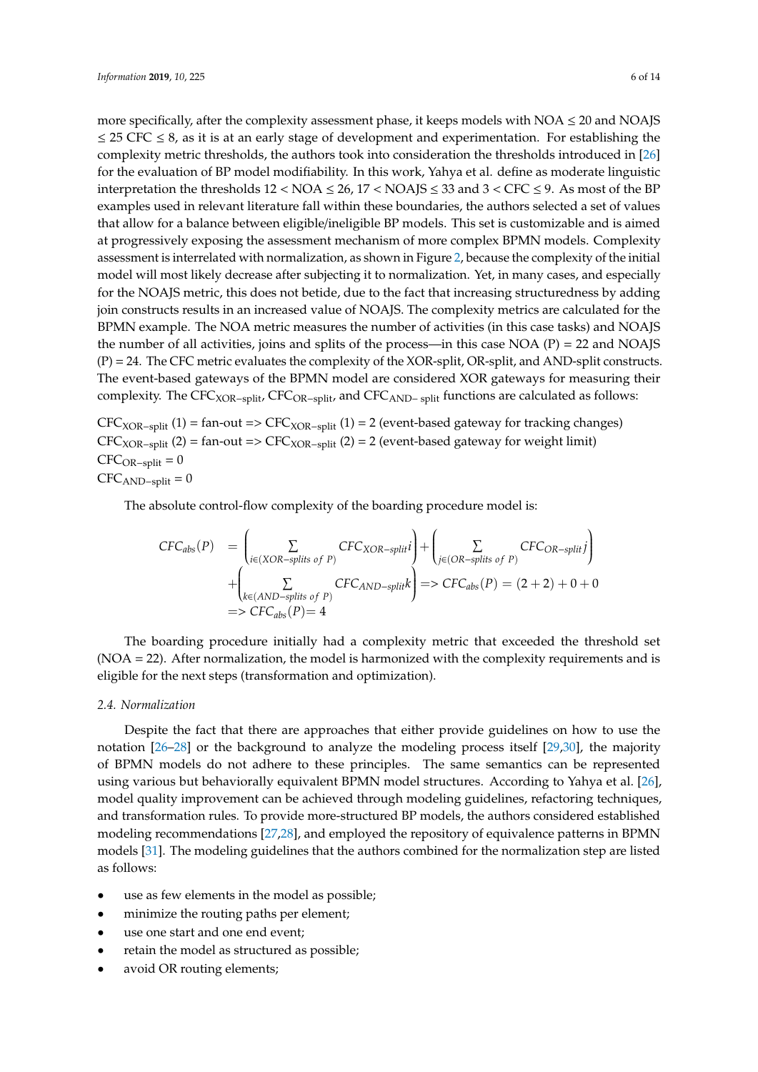more specifically, after the complexity assessment phase, it keeps models with NOA ≤ 20 and NOAJS ≤ 25 CFC ≤ 8, as it is at an early stage of development and experimentation. For establishing the complexity metric thresholds, the authors took into consideration the thresholds introduced in [26] for the evaluation of BP model modifiability. In this work, Yahya et al. define as moderate linguistic interpretation the thresholds 12 < NOA ≤ 26, 17 < NOAJS ≤ 33 and 3 < CFC ≤ 9. As most of the BP examples used in relevant literature fall within these boundaries, the authors selected a set of values that allow for a balance between eligible/ineligible BP models. This set is customizable and is aimed at progressively exposing the assessment mechanism of more complex BPMN models. Complexity assessment is interrelated with normalization, as shown in Figure 2, because the complexity of the initial model will most likely decrease after subjecting it to normalization. Yet, in many cases, and especially for the NOAJS metric, this does not betide, due to the fact that increasing structuredness by adding join constructs results in an increased value of NOAJS. The complexity metrics are calculated for the BPMN example. The NOA metric measures the number of activities (in this case tasks) and NOAJS the number of all activities, joins and splits of the process—in this case NOA (P) = 22 and NOAJS (P) = 24. The CFC metric evaluates the complexity of the XOR-split, OR-split, and AND-split constructs. The event-based gateways of the BPMN model are considered XOR gateways for measuring their complexity. The $CFC_{XOR-split}$, $CFC_{OR-split}$, and $CFC_{AND-split}$ functions are calculated as follows:

$CFC_{XOR-split}$ (1) = fan-out => $CFC_{XOR-split}$ (1) = 2 (event-based gateway for tracking changes)
$CFC_{XOR-split}$ (2) = fan-out => $CFC_{XOR-split}$ (2) = 2 (event-based gateway for weight limit)
$CFC_{OR-split} = 0$
$CFC_{AND-split} = 0$

The absolute control-flow complexity of the boarding procedure model is:

$$\begin{aligned} CFC_{abs}(P) &= \left( \sum_{i \in (XOR-splits\ of\ P)} CFC_{XOR-split} i \right) + \left( \sum_{j \in (OR-splits\ of\ P)} CFC_{OR-split} j \right) \\ &+ \left( \sum_{k \in (AND-splits\ of\ P)} CFC_{AND-split} k \right) => CFC_{abs}(P) = (2+2) + 0 + 0 \\ &=> CFC_{abs}(P) = 4 \end{aligned}$$

The boarding procedure initially had a complexity metric that exceeded the threshold set (NOA = 22). After normalization, the model is harmonized with the complexity requirements and is eligible for the next steps (transformation and optimization).

### 2.4. Normalization

Despite the fact that there are approaches that either provide guidelines on how to use the notation [26–28] or the background to analyze the modeling process itself [29,30], the majority of BPMN models do not adhere to these principles. The same semantics can be represented using various but behaviorally equivalent BPMN model structures. According to Yahya et al. [26], model quality improvement can be achieved through modeling guidelines, refactoring techniques, and transformation rules. To provide more-structured BP models, the authors considered established modeling recommendations [27,28], and employed the repository of equivalence patterns in BPMN models [31]. The modeling guidelines that the authors combined for the normalization step are listed as follows:

- use as few elements in the model as possible;
- minimize the routing paths per element;
- use one start and one end event;
- retain the model as structured as possible;
- avoid OR routing elements;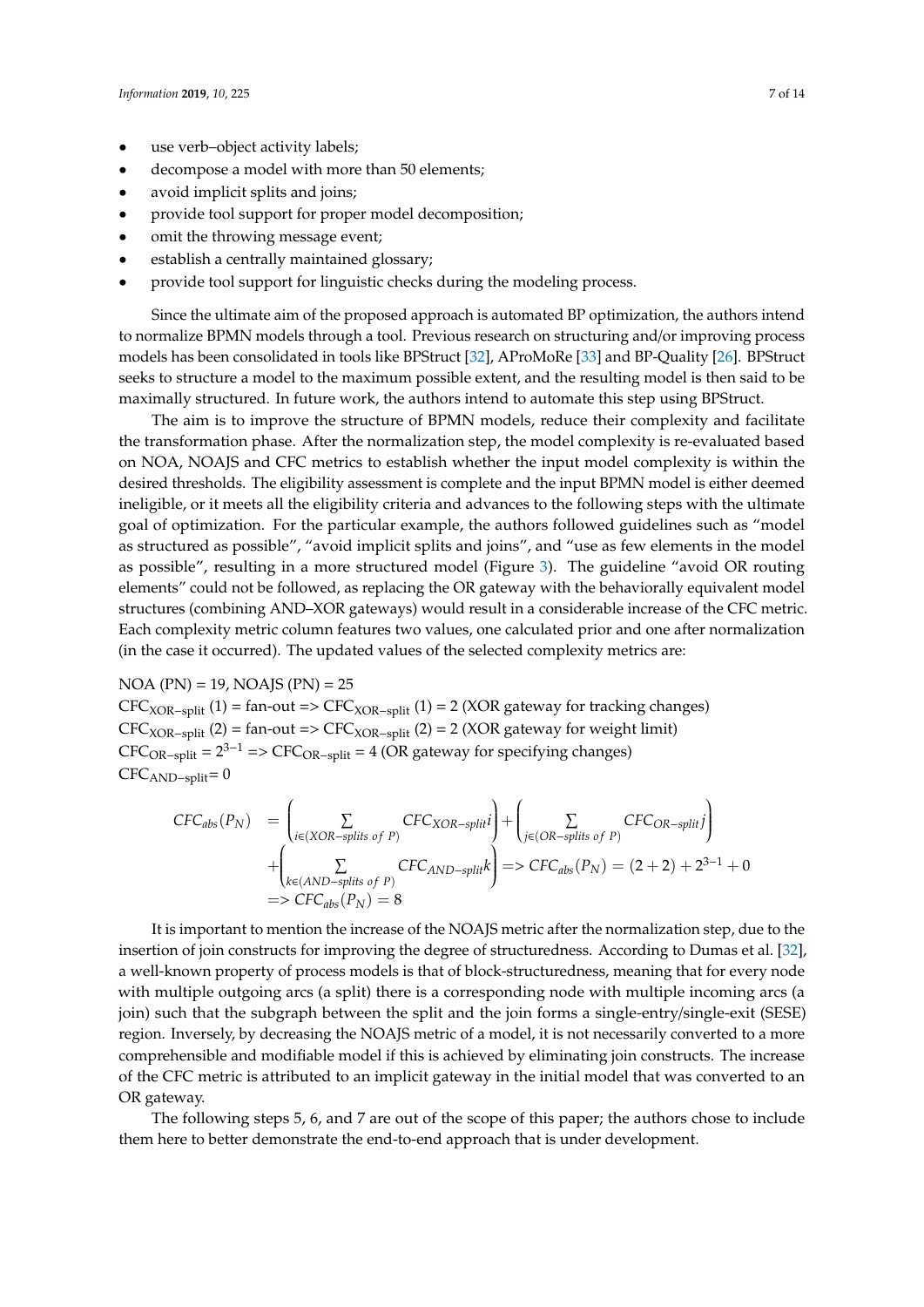- use verb–object activity labels;
- decompose a model with more than 50 elements;
- avoid implicit splits and joins;
- provide tool support for proper model decomposition;
- omit the throwing message event;
- establish a centrally maintained glossary;
- provide tool support for linguistic checks during the modeling process.

Since the ultimate aim of the proposed approach is automated BP optimization, the authors intend to normalize BPMN models through a tool. Previous research on structuring and/or improving process models has been consolidated in tools like BPStruct [32], AProMoRe [33] and BP-Quality [26]. BPStruct seeks to structure a model to the maximum possible extent, and the resulting model is then said to be maximally structured. In future work, the authors intend to automate this step using BPStruct.

The aim is to improve the structure of BPMN models, reduce their complexity and facilitate the transformation phase. After the normalization step, the model complexity is re-evaluated based on NOA, NOAJS and CFC metrics to establish whether the input model complexity is within the desired thresholds. The eligibility assessment is complete and the input BPMN model is either deemed ineligible, or it meets all the eligibility criteria and advances to the following steps with the ultimate goal of optimization. For the particular example, the authors followed guidelines such as "model as structured as possible", "avoid implicit splits and joins", and "use as few elements in the model as possible", resulting in a more structured model (Figure 3). The guideline "avoid OR routing elements" could not be followed, as replacing the OR gateway with the behaviorally equivalent model structures (combining AND–XOR gateways) would result in a considerable increase of the CFC metric. Each complexity metric column features two values, one calculated prior and one after normalization (in the case it occurred). The updated values of the selected complexity metrics are:

NOA (PN) = 19, NOAJS (PN) = 25
$CFC_{XOR-split}$ (1) = fan-out => $CFC_{XOR-split}$ (1) = 2 (XOR gateway for tracking changes)
$CFC_{XOR-split}$ (2) = fan-out => $CFC_{XOR-split}$ (2) = 2 (XOR gateway for weight limit)
$CFC_{OR-split} = 2^{3-1}$ => $CFC_{OR-split}$ = 4 (OR gateway for specifying changes)
$CFC_{AND-split}$= 0

$$
\begin{aligned}
CFC_{abs}(P_N) &= \left(\sum_{i \in (XOR-splits\ of\ P)} CFC_{XOR-split} i\right) + \left(\sum_{j \in (OR-splits\ of\ P)} CFC_{OR-split} j\right) \\
&+ \left(\sum_{k \in (AND-splits\ of\ P)} CFC_{AND-split} k\right) => CFC_{abs}(P_N) = (2+2) + 2^{3-1} + 0 \\
&=> CFC_{abs}(P_N) = 8
\end{aligned}
$$

It is important to mention the increase of the NOAJS metric after the normalization step, due to the insertion of join constructs for improving the degree of structuredness. According to Dumas et al. [32], a well-known property of process models is that of block-structuredness, meaning that for every node with multiple outgoing arcs (a split) there is a corresponding node with multiple incoming arcs (a join) such that the subgraph between the split and the join forms a single-entry/single-exit (SESE) region. Inversely, by decreasing the NOAJS metric of a model, it is not necessarily converted to a more comprehensible and modifiable model if this is achieved by eliminating join constructs. The increase of the CFC metric is attributed to an implicit gateway in the initial model that was converted to an OR gateway.

The following steps 5, 6, and 7 are out of the scope of this paper; the authors chose to include them here to better demonstrate the end-to-end approach that is under development.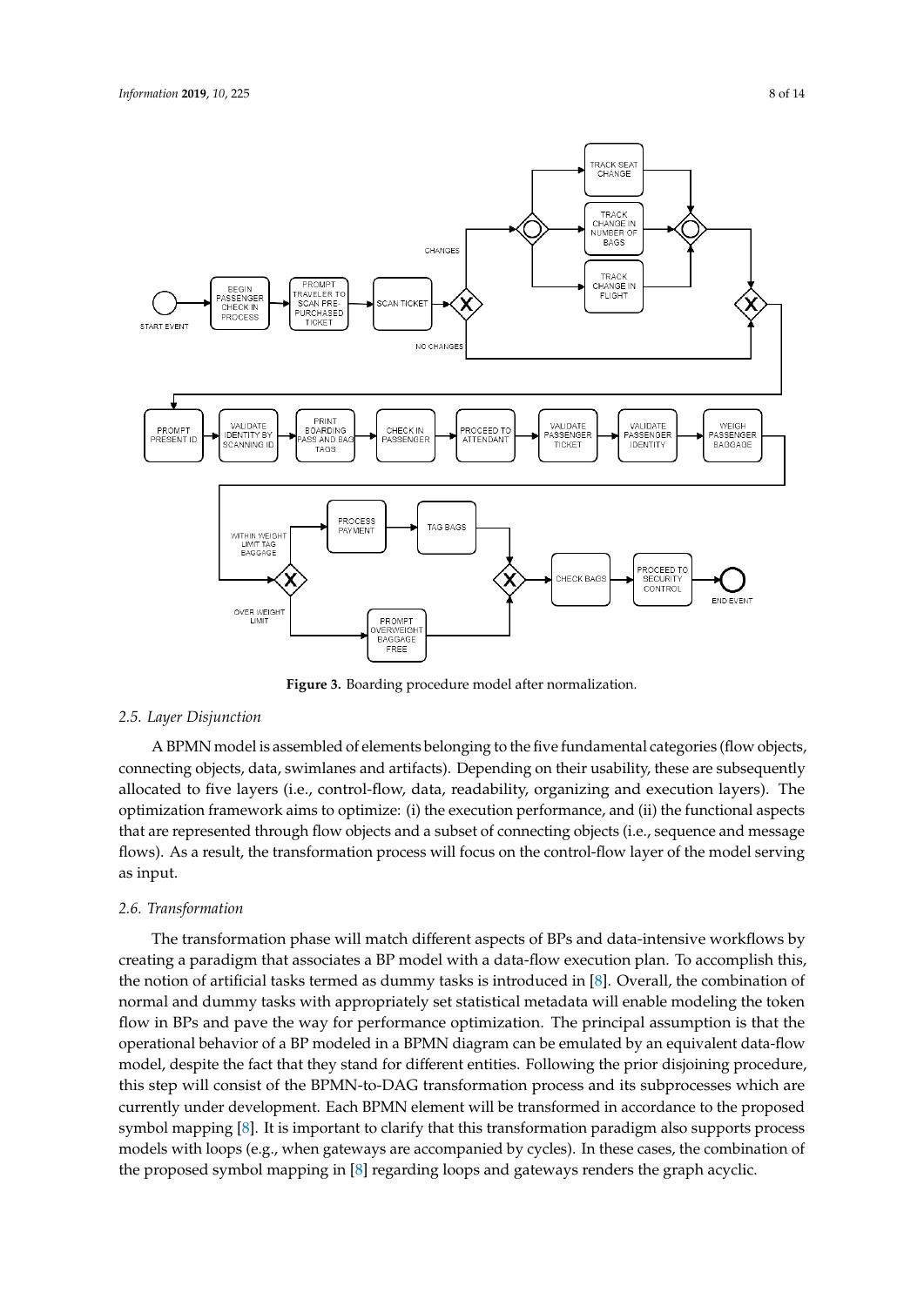**Figure 3.** Boarding procedure model after normalization.

### 2.5. Layer Disjunction

A BPMN model is assembled of elements belonging to the five fundamental categories (flow objects, connecting objects, data, swimlanes and artifacts). Depending on their usability, these are subsequently allocated to five layers (i.e., control-flow, data, readability, organizing and execution layers). The optimization framework aims to optimize: (i) the execution performance, and (ii) the functional aspects that are represented through flow objects and a subset of connecting objects (i.e., sequence and message flows). As a result, the transformation process will focus on the control-flow layer of the model serving as input.

### 2.6. Transformation

The transformation phase will match different aspects of BPs and data-intensive workflows by creating a paradigm that associates a BP model with a data-flow execution plan. To accomplish this, the notion of artificial tasks termed as dummy tasks is introduced in [8]. Overall, the combination of normal and dummy tasks with appropriately set statistical metadata will enable modeling the token flow in BPs and pave the way for performance optimization. The principal assumption is that the operational behavior of a BP modeled in a BPMN diagram can be emulated by an equivalent data-flow model, despite the fact that they stand for different entities. Following the prior disjoining procedure, this step will consist of the BPMN-to-DAG transformation process and its subprocesses which are currently under development. Each BPMN element will be transformed in accordance to the proposed symbol mapping [8]. It is important to clarify that this transformation paradigm also supports process models with loops (e.g., when gateways are accompanied by cycles). In these cases, the combination of the proposed symbol mapping in [8] regarding loops and gateways renders the graph acyclic.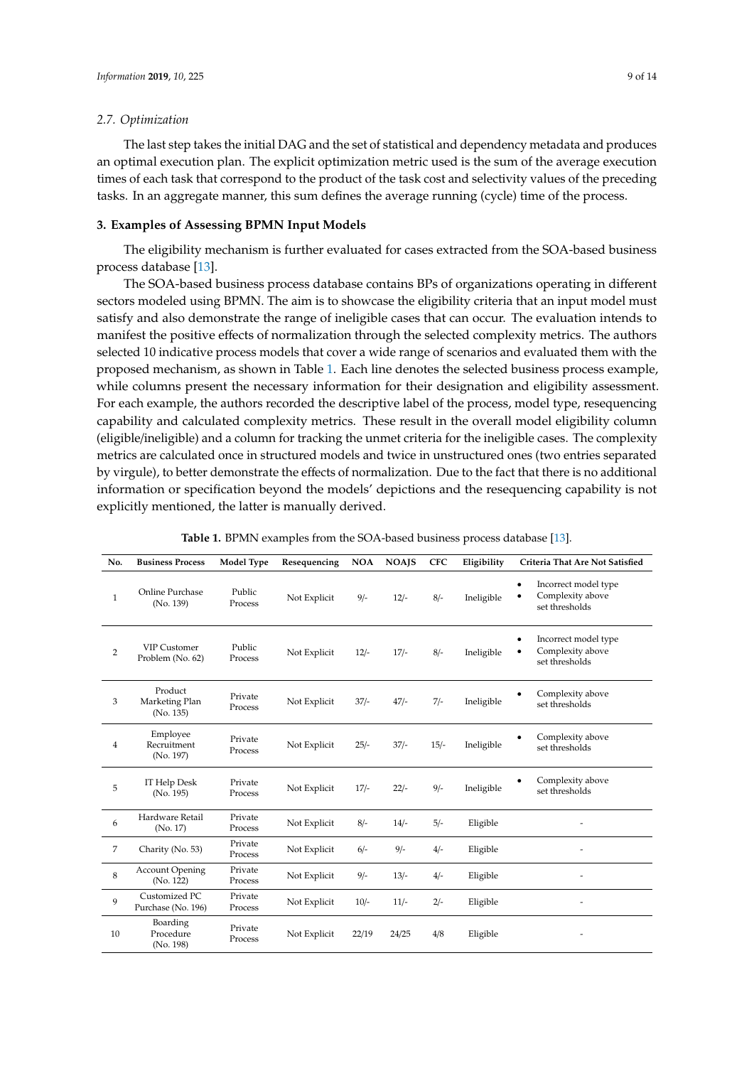### 2.7. Optimization

The last step takes the initial DAG and the set of statistical and dependency metadata and produces an optimal execution plan. The explicit optimization metric used is the sum of the average execution times of each task that correspond to the product of the task cost and selectivity values of the preceding tasks. In an aggregate manner, this sum defines the average running (cycle) time of the process.

## 3. Examples of Assessing BPMN Input Models

The eligibility mechanism is further evaluated for cases extracted from the SOA-based business process database [13].

The SOA-based business process database contains BPs of organizations operating in different sectors modeled using BPMN. The aim is to showcase the eligibility criteria that an input model must satisfy and also demonstrate the range of ineligible cases that can occur. The evaluation intends to manifest the positive effects of normalization through the selected complexity metrics. The authors selected 10 indicative process models that cover a wide range of scenarios and evaluated them with the proposed mechanism, as shown in Table 1. Each line denotes the selected business process example, while columns present the necessary information for their designation and eligibility assessment. For each example, the authors recorded the descriptive label of the process, model type, resequencing capability and calculated complexity metrics. These result in the overall model eligibility column (eligible/ineligible) and a column for tracking the unmet criteria for the ineligible cases. The complexity metrics are calculated once in structured models and twice in unstructured ones (two entries separated by virgule), to better demonstrate the effects of normalization. Due to the fact that there is no additional information or specification beyond the models' depictions and the resequencing capability is not explicitly mentioned, the latter is manually derived.

**Table 1.** BPMN examples from the SOA-based business process database [13].

| No. | Business Process | Model Type | Resequencing | NOA | NOAJS | CFC | Eligibility | Criteria That Are Not Satisfied |
|---|---|---|---|---|---|---|---|---|
| 1 | Online Purchase (No. 139) | Public Process | Not Explicit | 9/- | 12/- | 8/- | Ineligible | • Incorrect model type<br>• Complexity above set thresholds |
| 2 | VIP Customer Problem (No. 62) | Public Process | Not Explicit | 12/- | 17/- | 8/- | Ineligible | • Incorrect model type<br>• Complexity above set thresholds |
| 3 | Product Marketing Plan (No. 135) | Private Process | Not Explicit | 37/- | 47/- | 7/- | Ineligible | • Complexity above set thresholds |
| 4 | Employee Recruitment (No. 197) | Private Process | Not Explicit | 25/- | 37/- | 15/- | Ineligible | • Complexity above set thresholds |
| 5 | IT Help Desk (No. 195) | Private Process | Not Explicit | 17/- | 22/- | 9/- | Ineligible | • Complexity above set thresholds |
| 6 | Hardware Retail (No. 17) | Private Process | Not Explicit | 8/- | 14/- | 5/- | Eligible | - |
| 7 | Charity (No. 53) | Private Process | Not Explicit | 6/- | 9/- | 4/- | Eligible | - |
| 8 | Account Opening (No. 122) | Private Process | Not Explicit | 9/- | 13/- | 4/- | Eligible | - |
| 9 | Customized PC Purchase (No. 196) | Private Process | Not Explicit | 10/- | 11/- | 2/- | Eligible | - |
| 10 | Boarding Procedure (No. 198) | Private Process | Not Explicit | 22/19 | 24/25 | 4/8 | Eligible | - |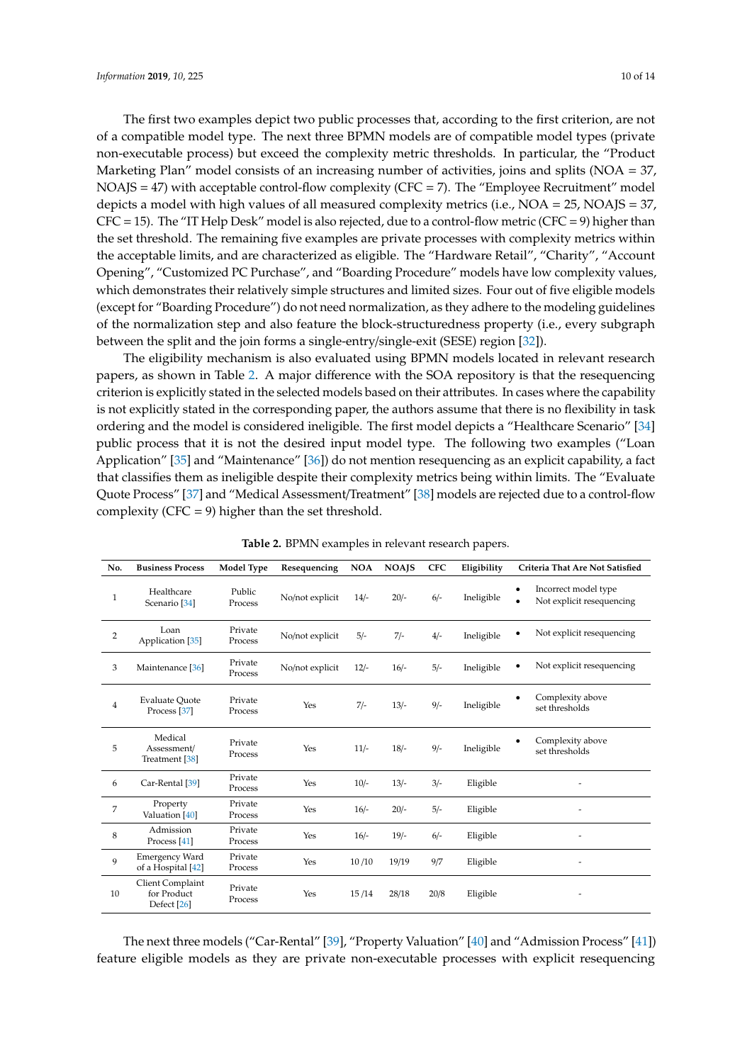The first two examples depict two public processes that, according to the first criterion, are not of a compatible model type. The next three BPMN models are of compatible model types (private non-executable process) but exceed the complexity metric thresholds. In particular, the "Product Marketing Plan" model consists of an increasing number of activities, joins and splits (NOA = 37, NOAJS = 47) with acceptable control-flow complexity (CFC = 7). The "Employee Recruitment" model depicts a model with high values of all measured complexity metrics (i.e., NOA = 25, NOAJS = 37, CFC = 15). The "IT Help Desk" model is also rejected, due to a control-flow metric (CFC = 9) higher than the set threshold. The remaining five examples are private processes with complexity metrics within the acceptable limits, and are characterized as eligible. The "Hardware Retail", "Charity", "Account Opening", "Customized PC Purchase", and "Boarding Procedure" models have low complexity values, which demonstrates their relatively simple structures and limited sizes. Four out of five eligible models (except for "Boarding Procedure") do not need normalization, as they adhere to the modeling guidelines of the normalization step and also feature the block-structuredness property (i.e., every subgraph between the split and the join forms a single-entry/single-exit (SESE) region [32]).

The eligibility mechanism is also evaluated using BPMN models located in relevant research papers, as shown in Table 2. A major difference with the SOA repository is that the resequencing criterion is explicitly stated in the selected models based on their attributes. In cases where the capability is not explicitly stated in the corresponding paper, the authors assume that there is no flexibility in task ordering and the model is considered ineligible. The first model depicts a "Healthcare Scenario" [34] public process that it is not the desired input model type. The following two examples ("Loan Application" [35] and "Maintenance" [36]) do not mention resequencing as an explicit capability, a fact that classifies them as ineligible despite their complexity metrics being within limits. The "Evaluate Quote Process" [37] and "Medical Assessment/Treatment" [38] models are rejected due to a control-flow complexity (CFC = 9) higher than the set threshold.

**Table 2.** BPMN examples in relevant research papers.

| No. | Business Process | Model Type | Resequencing | NOA | NOAJS | CFC | Eligibility | Criteria That Are Not Satisfied |
|---|---|---|---|---|---|---|---|---|
| 1 | Healthcare Scenario [34] | Public Process | No/not explicit | 14/- | 20/- | 6/- | Ineligible | • Incorrect model type<br>• Not explicit resequencing |
| 2 | Loan Application [35] | Private Process | No/not explicit | 5/- | 7/- | 4/- | Ineligible | • Not explicit resequencing |
| 3 | Maintenance [36] | Private Process | No/not explicit | 12/- | 16/- | 5/- | Ineligible | • Not explicit resequencing |
| 4 | Evaluate Quote Process [37] | Private Process | Yes | 7/- | 13/- | 9/- | Ineligible | • Complexity above set thresholds |
| 5 | Medical Assessment/ Treatment [38] | Private Process | Yes | 11/- | 18/- | 9/- | Ineligible | • Complexity above set thresholds |
| 6 | Car-Rental [39] | Private Process | Yes | 10/- | 13/- | 3/- | Eligible | - |
| 7 | Property Valuation [40] | Private Process | Yes | 16/- | 20/- | 5/- | Eligible | - |
| 8 | Admission Process [41] | Private Process | Yes | 16/- | 19/- | 6/- | Eligible | - |
| 9 | Emergency Ward of a Hospital [42] | Private Process | Yes | 10 /10 | 19/19 | 9/7 | Eligible | - |
| 10 | Client Complaint for Product Defect [26] | Private Process | Yes | 15 /14 | 28/18 | 20/8 | Eligible | - |

The next three models ("Car-Rental" [39], "Property Valuation" [40] and "Admission Process" [41]) feature eligible models as they are private non-executable processes with explicit resequencing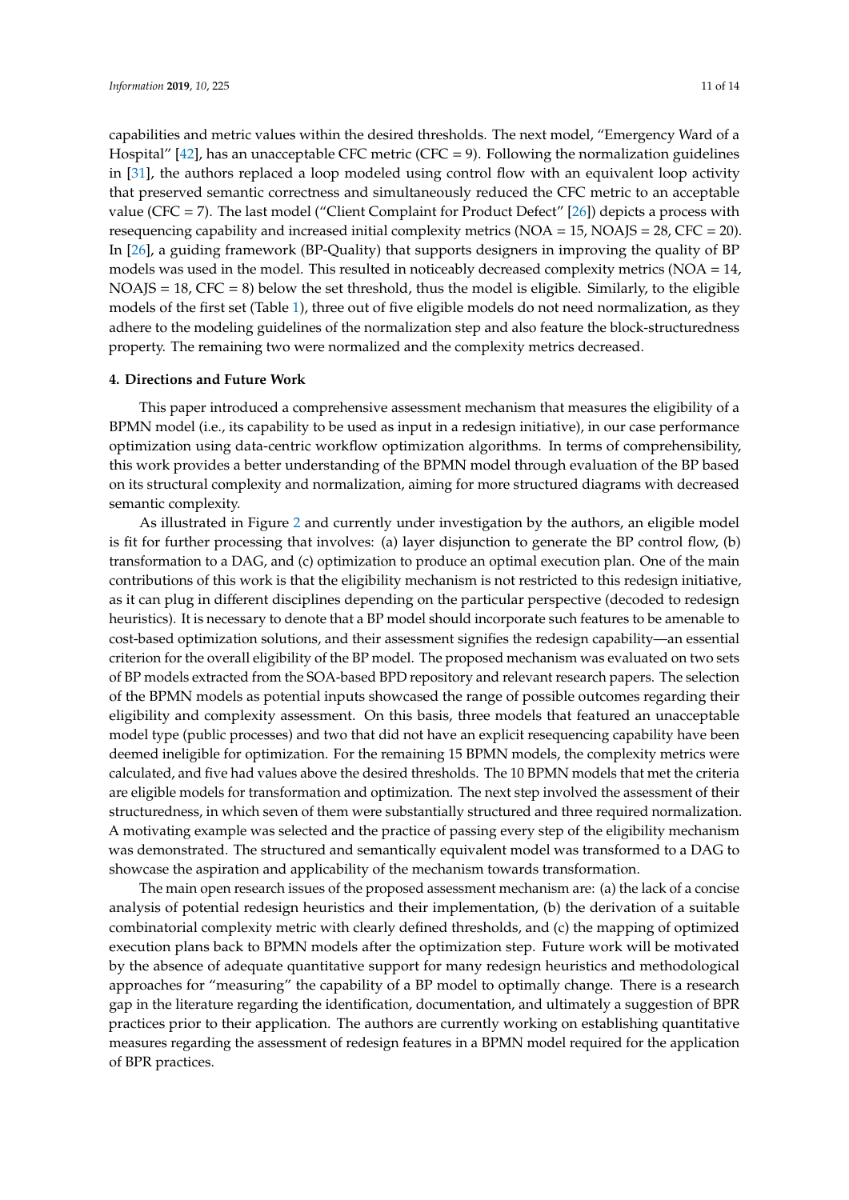capabilities and metric values within the desired thresholds. The next model, "Emergency Ward of a Hospital" [42], has an unacceptable CFC metric (CFC = 9). Following the normalization guidelines in [31], the authors replaced a loop modeled using control flow with an equivalent loop activity that preserved semantic correctness and simultaneously reduced the CFC metric to an acceptable value (CFC = 7). The last model ("Client Complaint for Product Defect" [26]) depicts a process with resequencing capability and increased initial complexity metrics (NOA = 15, NOAJS = 28, CFC = 20). In [26], a guiding framework (BP-Quality) that supports designers in improving the quality of BP models was used in the model. This resulted in noticeably decreased complexity metrics (NOA = 14, NOAJS = 18, CFC = 8) below the set threshold, thus the model is eligible. Similarly, to the eligible models of the first set (Table 1), three out of five eligible models do not need normalization, as they adhere to the modeling guidelines of the normalization step and also feature the block-structuredness property. The remaining two were normalized and the complexity metrics decreased.

## 4. Directions and Future Work

This paper introduced a comprehensive assessment mechanism that measures the eligibility of a BPMN model (i.e., its capability to be used as input in a redesign initiative), in our case performance optimization using data-centric workflow optimization algorithms. In terms of comprehensibility, this work provides a better understanding of the BPMN model through evaluation of the BP based on its structural complexity and normalization, aiming for more structured diagrams with decreased semantic complexity.

As illustrated in Figure 2 and currently under investigation by the authors, an eligible model is fit for further processing that involves: (a) layer disjunction to generate the BP control flow, (b) transformation to a DAG, and (c) optimization to produce an optimal execution plan. One of the main contributions of this work is that the eligibility mechanism is not restricted to this redesign initiative, as it can plug in different disciplines depending on the particular perspective (decoded to redesign heuristics). It is necessary to denote that a BP model should incorporate such features to be amenable to cost-based optimization solutions, and their assessment signifies the redesign capability—an essential criterion for the overall eligibility of the BP model. The proposed mechanism was evaluated on two sets of BP models extracted from the SOA-based BPD repository and relevant research papers. The selection of the BPMN models as potential inputs showcased the range of possible outcomes regarding their eligibility and complexity assessment. On this basis, three models that featured an unacceptable model type (public processes) and two that did not have an explicit resequencing capability have been deemed ineligible for optimization. For the remaining 15 BPMN models, the complexity metrics were calculated, and five had values above the desired thresholds. The 10 BPMN models that met the criteria are eligible models for transformation and optimization. The next step involved the assessment of their structuredness, in which seven of them were substantially structured and three required normalization. A motivating example was selected and the practice of passing every step of the eligibility mechanism was demonstrated. The structured and semantically equivalent model was transformed to a DAG to showcase the aspiration and applicability of the mechanism towards transformation.

The main open research issues of the proposed assessment mechanism are: (a) the lack of a concise analysis of potential redesign heuristics and their implementation, (b) the derivation of a suitable combinatorial complexity metric with clearly defined thresholds, and (c) the mapping of optimized execution plans back to BPMN models after the optimization step. Future work will be motivated by the absence of adequate quantitative support for many redesign heuristics and methodological approaches for "measuring" the capability of a BP model to optimally change. There is a research gap in the literature regarding the identification, documentation, and ultimately a suggestion of BPR practices prior to their application. The authors are currently working on establishing quantitative measures regarding the assessment of redesign features in a BPMN model required for the application of BPR practices.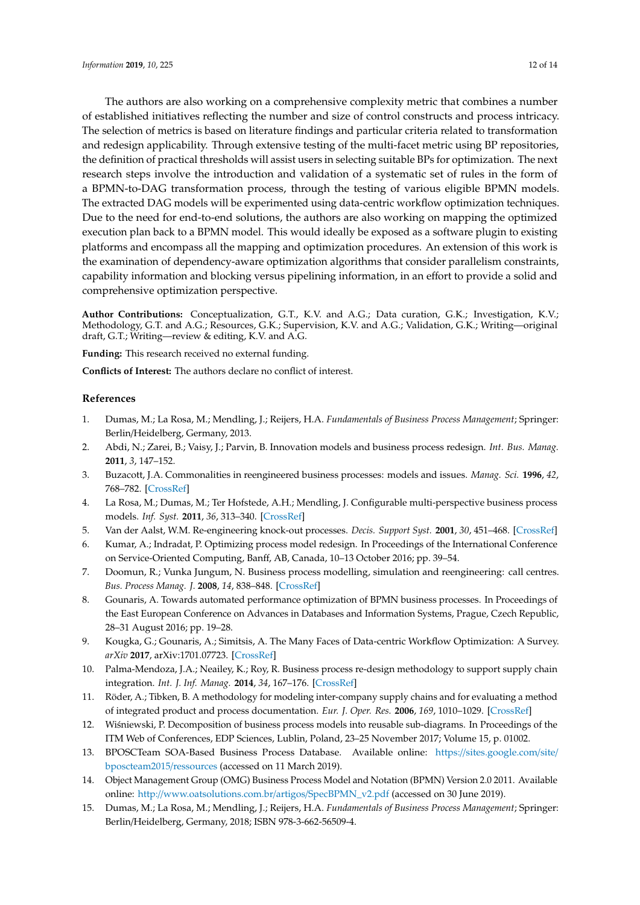The authors are also working on a comprehensive complexity metric that combines a number of established initiatives reflecting the number and size of control constructs and process intricacy. The selection of metrics is based on literature findings and particular criteria related to transformation and redesign applicability. Through extensive testing of the multi-facet metric using BP repositories, the definition of practical thresholds will assist users in selecting suitable BPs for optimization. The next research steps involve the introduction and validation of a systematic set of rules in the form of a BPMN-to-DAG transformation process, through the testing of various eligible BPMN models. The extracted DAG models will be experimented using data-centric workflow optimization techniques. Due to the need for end-to-end solutions, the authors are also working on mapping the optimized execution plan back to a BPMN model. This would ideally be exposed as a software plugin to existing platforms and encompass all the mapping and optimization procedures. An extension of this work is the examination of dependency-aware optimization algorithms that consider parallelism constraints, capability information and blocking versus pipelining information, in an effort to provide a solid and comprehensive optimization perspective.

**Author Contributions:** Conceptualization, G.T., K.V. and A.G.; Data curation, G.K.; Investigation, K.V.; Methodology, G.T. and A.G.; Resources, G.K.; Supervision, K.V. and A.G.; Validation, G.K.; Writing—original draft, G.T.; Writing—review & editing, K.V. and A.G.

**Funding:** This research received no external funding.

**Conflicts of Interest:** The authors declare no conflict of interest.

## References

1. Dumas, M.; La Rosa, M.; Mendling, J.; Reijers, H.A. *Fundamentals of Business Process Management*; Springer: Berlin/Heidelberg, Germany, 2013.
2. Abdi, N.; Zarei, B.; Vaisy, J.; Parvin, B. Innovation models and business process redesign. *Int. Bus. Manag.* **2011**, *3*, 147–152.
3. Buzacott, J.A. Commonalities in reengineered business processes: models and issues. *Manag. Sci.* **1996**, *42*, 768–782. [CrossRef]
4. La Rosa, M.; Dumas, M.; Ter Hofstede, A.H.; Mendling, J. Configurable multi-perspective business process models. *Inf. Syst.* **2011**, *36*, 313–340. [CrossRef]
5. Van der Aalst, W.M. Re-engineering knock-out processes. *Decis. Support Syst.* **2001**, *30*, 451–468. [CrossRef]
6. Kumar, A.; Indradat, P. Optimizing process model redesign. In Proceedings of the International Conference on Service-Oriented Computing, Banff, AB, Canada, 10–13 October 2016; pp. 39–54.
7. Doomun, R.; Vunka Jungum, N. Business process modelling, simulation and reengineering: call centres. *Bus. Process Manag. J.* **2008**, *14*, 838–848. [CrossRef]
8. Gounaris, A. Towards automated performance optimization of BPMN business processes. In Proceedings of the East European Conference on Advances in Databases and Information Systems, Prague, Czech Republic, 28–31 August 2016; pp. 19–28.
9. Kougka, G.; Gounaris, A.; Simitsis, A. The Many Faces of Data-centric Workflow Optimization: A Survey. *arXiv* **2017**, arXiv:1701.07723. [CrossRef]
10. Palma-Mendoza, J.A.; Neailey, K.; Roy, R. Business process re-design methodology to support supply chain integration. *Int. J. Inf. Manag.* **2014**, *34*, 167–176. [CrossRef]
11. Röder, A.; Tibken, B. A methodology for modeling inter-company supply chains and for evaluating a method of integrated product and process documentation. *Eur. J. Oper. Res.* **2006**, *169*, 1010–1029. [CrossRef]
12. Wiśniewski, P. Decomposition of business process models into reusable sub-diagrams. In Proceedings of the ITM Web of Conferences, EDP Sciences, Lublin, Poland, 23–25 November 2017; Volume 15, p. 01002.
13. BPOSCTeam SOA-Based Business Process Database. Available online: https://sites.google.com/site/bposcteam2015/ressources (accessed on 11 March 2019).
14. Object Management Group (OMG) Business Process Model and Notation (BPMN) Version 2.0 2011. Available online: http://www.oatsolutions.com.br/artigos/SpecBPMN_v2.pdf (accessed on 30 June 2019).
15. Dumas, M.; La Rosa, M.; Mendling, J.; Reijers, H.A. *Fundamentals of Business Process Management*; Springer: Berlin/Heidelberg, Germany, 2018; ISBN 978-3-662-56509-4.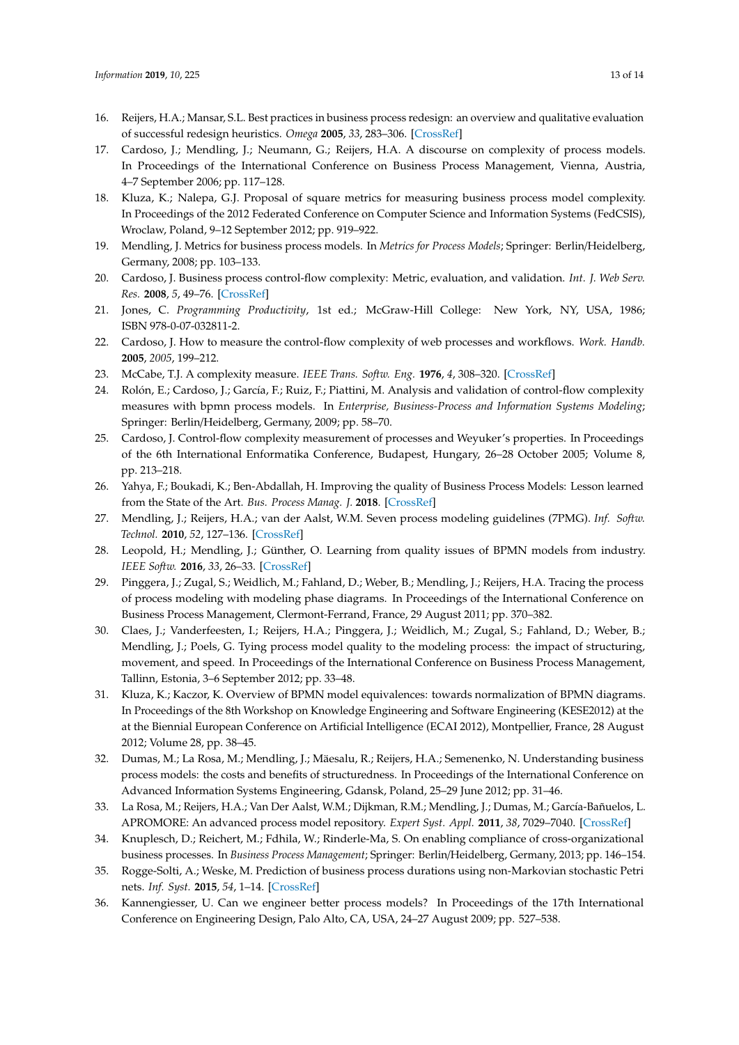16. Reijers, H.A.; Mansar, S.L. Best practices in business process redesign: an overview and qualitative evaluation of successful redesign heuristics. *Omega* **2005**, *33*, 283–306. [CrossRef]
17. Cardoso, J.; Mendling, J.; Neumann, G.; Reijers, H.A. A discourse on complexity of process models. In Proceedings of the International Conference on Business Process Management, Vienna, Austria, 4–7 September 2006; pp. 117–128.
18. Kluza, K.; Nalepa, G.J. Proposal of square metrics for measuring business process model complexity. In Proceedings of the 2012 Federated Conference on Computer Science and Information Systems (FedCSIS), Wroclaw, Poland, 9–12 September 2012; pp. 919–922.
19. Mendling, J. Metrics for business process models. In *Metrics for Process Models*; Springer: Berlin/Heidelberg, Germany, 2008; pp. 103–133.
20. Cardoso, J. Business process control-flow complexity: Metric, evaluation, and validation. *Int. J. Web Serv. Res.* **2008**, *5*, 49–76. [CrossRef]
21. Jones, C. *Programming Productivity*, 1st ed.; McGraw-Hill College: New York, NY, USA, 1986; ISBN 978-0-07-032811-2.
22. Cardoso, J. How to measure the control-flow complexity of web processes and workflows. *Work. Handb.* **2005**, *2005*, 199–212.
23. McCabe, T.J. A complexity measure. *IEEE Trans. Softw. Eng.* **1976**, *4*, 308–320. [CrossRef]
24. Rolón, E.; Cardoso, J.; García, F.; Ruiz, F.; Piattini, M. Analysis and validation of control-flow complexity measures with bpmn process models. In *Enterprise, Business-Process and Information Systems Modeling*; Springer: Berlin/Heidelberg, Germany, 2009; pp. 58–70.
25. Cardoso, J. Control-flow complexity measurement of processes and Weyuker's properties. In Proceedings of the 6th International Enformatika Conference, Budapest, Hungary, 26–28 October 2005; Volume 8, pp. 213–218.
26. Yahya, F.; Boukadi, K.; Ben-Abdallah, H. Improving the quality of Business Process Models: Lesson learned from the State of the Art. *Bus. Process Manag. J.* **2018**. [CrossRef]
27. Mendling, J.; Reijers, H.A.; van der Aalst, W.M. Seven process modeling guidelines (7PMG). *Inf. Softw. Technol.* **2010**, *52*, 127–136. [CrossRef]
28. Leopold, H.; Mendling, J.; Günther, O. Learning from quality issues of BPMN models from industry. *IEEE Softw.* **2016**, *33*, 26–33. [CrossRef]
29. Pinggera, J.; Zugal, S.; Weidlich, M.; Fahland, D.; Weber, B.; Mendling, J.; Reijers, H.A. Tracing the process of process modeling with modeling phase diagrams. In Proceedings of the International Conference on Business Process Management, Clermont-Ferrand, France, 29 August 2011; pp. 370–382.
30. Claes, J.; Vanderfeesten, I.; Reijers, H.A.; Pinggera, J.; Weidlich, M.; Zugal, S.; Fahland, D.; Weber, B.; Mendling, J.; Poels, G. Tying process model quality to the modeling process: the impact of structuring, movement, and speed. In Proceedings of the International Conference on Business Process Management, Tallinn, Estonia, 3–6 September 2012; pp. 33–48.
31. Kluza, K.; Kaczor, K. Overview of BPMN model equivalences: towards normalization of BPMN diagrams. In Proceedings of the 8th Workshop on Knowledge Engineering and Software Engineering (KESE2012) at the at the Biennial European Conference on Artificial Intelligence (ECAI 2012), Montpellier, France, 28 August 2012; Volume 28, pp. 38–45.
32. Dumas, M.; La Rosa, M.; Mendling, J.; Mäesalu, R.; Reijers, H.A.; Semenenko, N. Understanding business process models: the costs and benefits of structuredness. In Proceedings of the International Conference on Advanced Information Systems Engineering, Gdansk, Poland, 25–29 June 2012; pp. 31–46.
33. La Rosa, M.; Reijers, H.A.; Van Der Aalst, W.M.; Dijkman, R.M.; Mendling, J.; Dumas, M.; García-Bañuelos, L. APROMORE: An advanced process model repository. *Expert Syst. Appl.* **2011**, *38*, 7029–7040. [CrossRef]
34. Knuplesch, D.; Reichert, M.; Fdhila, W.; Rinderle-Ma, S. On enabling compliance of cross-organizational business processes. In *Business Process Management*; Springer: Berlin/Heidelberg, Germany, 2013; pp. 146–154.
35. Rogge-Solti, A.; Weske, M. Prediction of business process durations using non-Markovian stochastic Petri nets. *Inf. Syst.* **2015**, *54*, 1–14. [CrossRef]
36. Kannengiesser, U. Can we engineer better process models? In Proceedings of the 17th International Conference on Engineering Design, Palo Alto, CA, USA, 24–27 August 2009; pp. 527–538.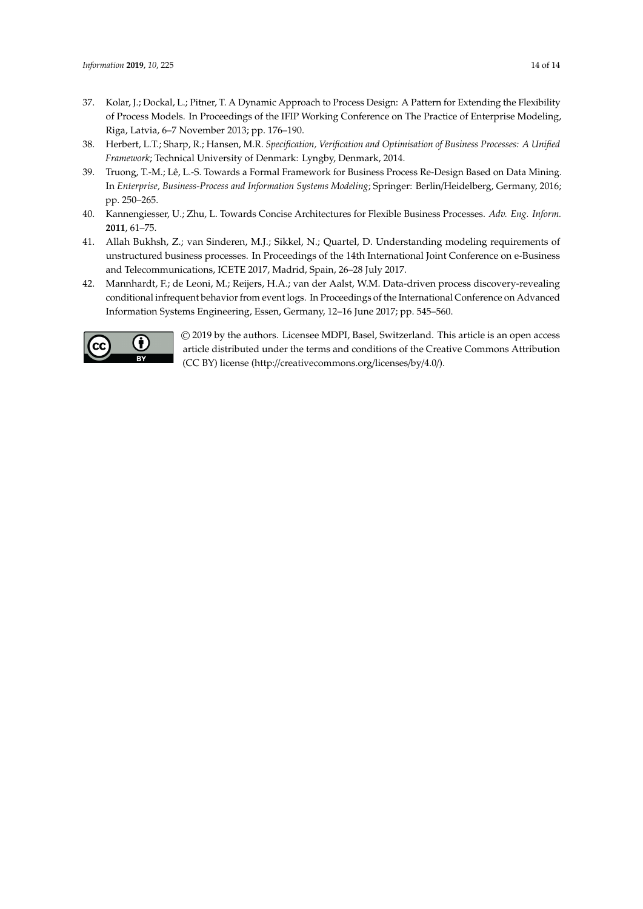37. Kolar, J.; Dockal, L.; Pitner, T. A Dynamic Approach to Process Design: A Pattern for Extending the Flexibility of Process Models. In Proceedings of the IFIP Working Conference on The Practice of Enterprise Modeling, Riga, Latvia, 6–7 November 2013; pp. 176–190.
38. Herbert, L.T.; Sharp, R.; Hansen, M.R. *Specification, Verification and Optimisation of Business Processes: A Unified Framework*; Technical University of Denmark: Lyngby, Denmark, 2014.
39. Truong, T.-M.; Lê, L.-S. Towards a Formal Framework for Business Process Re-Design Based on Data Mining. In *Enterprise, Business-Process and Information Systems Modeling*; Springer: Berlin/Heidelberg, Germany, 2016; pp. 250–265.
40. Kannengiesser, U.; Zhu, L. Towards Concise Architectures for Flexible Business Processes. *Adv. Eng. Inform.* **2011**, 61–75.
41. Allah Bukhsh, Z.; van Sinderen, M.J.; Sikkel, N.; Quartel, D. Understanding modeling requirements of unstructured business processes. In Proceedings of the 14th International Joint Conference on e-Business and Telecommunications, ICETE 2017, Madrid, Spain, 26–28 July 2017.
42. Mannhardt, F.; de Leoni, M.; Reijers, H.A.; van der Aalst, W.M. Data-driven process discovery-revealing conditional infrequent behavior from event logs. In Proceedings of the International Conference on Advanced Information Systems Engineering, Essen, Germany, 12–16 June 2017; pp. 545–560.

© 2019 by the authors. Licensee MDPI, Basel, Switzerland. This article is an open access article distributed under the terms and conditions of the Creative Commons Attribution (CC BY) license (http://creativecommons.org/licenses/by/4.0/).